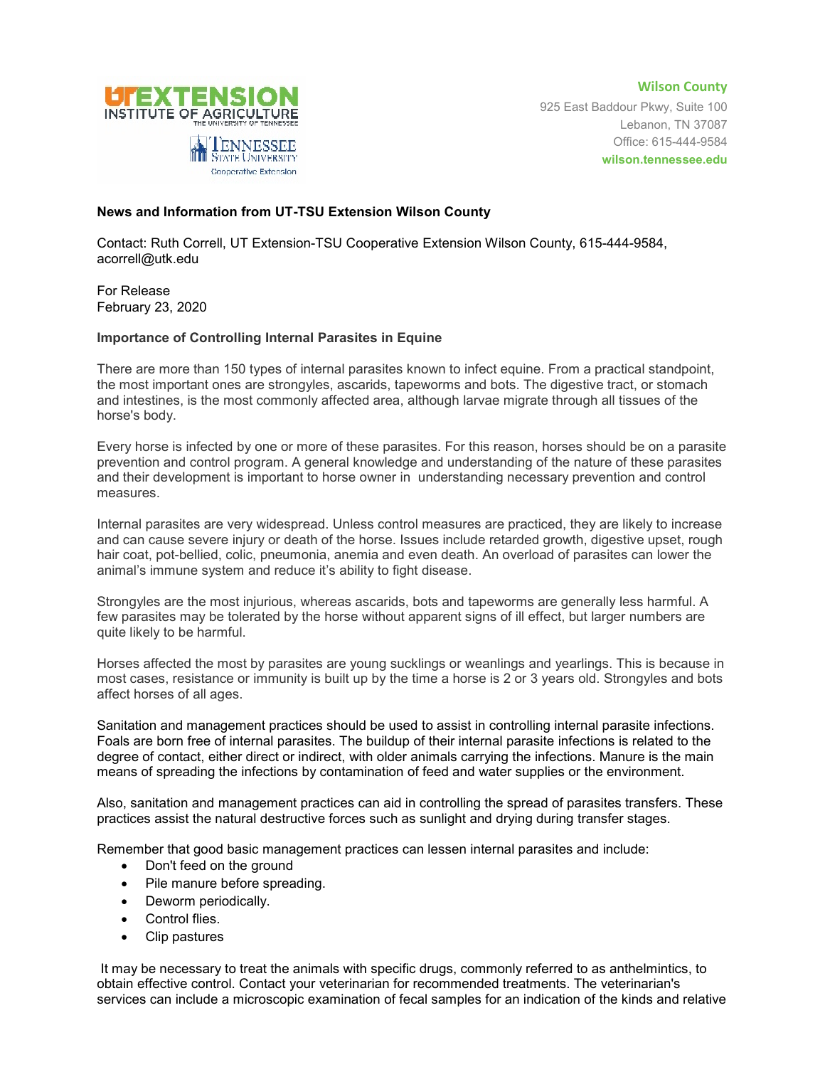UT EXTENSION INSTITUTE OF AGRICULTURE THE UNIVERSITY OF TENNESSEE

TENNESSEE STATE UNIVERSITY Cooperative Extension

**Wilson County**
925 East Baddour Pkwy, Suite 100
Lebanon, TN 37087
Office: 615-444-9584
**wilson.tennessee.edu**

**News and Information from UT-TSU Extension Wilson County**

Contact: Ruth Correll, UT Extension-TSU Cooperative Extension Wilson County, 615-444-9584, acorrell@utk.edu

For Release
February 23, 2020

**Importance of Controlling Internal Parasites in Equine**

There are more than 150 types of internal parasites known to infect equine. From a practical standpoint, the most important ones are strongyles, ascarids, tapeworms and bots. The digestive tract, or stomach and intestines, is the most commonly affected area, although larvae migrate through all tissues of the horse's body.

Every horse is infected by one or more of these parasites. For this reason, horses should be on a parasite prevention and control program. A general knowledge and understanding of the nature of these parasites and their development is important to horse owner in understanding necessary prevention and control measures.

Internal parasites are very widespread. Unless control measures are practiced, they are likely to increase and can cause severe injury or death of the horse. Issues include retarded growth, digestive upset, rough hair coat, pot-bellied, colic, pneumonia, anemia and even death. An overload of parasites can lower the animal's immune system and reduce it's ability to fight disease.

Strongyles are the most injurious, whereas ascarids, bots and tapeworms are generally less harmful. A few parasites may be tolerated by the horse without apparent signs of ill effect, but larger numbers are quite likely to be harmful.

Horses affected the most by parasites are young sucklings or weanlings and yearlings. This is because in most cases, resistance or immunity is built up by the time a horse is 2 or 3 years old. Strongyles and bots affect horses of all ages.

Sanitation and management practices should be used to assist in controlling internal parasite infections. Foals are born free of internal parasites. The buildup of their internal parasite infections is related to the degree of contact, either direct or indirect, with older animals carrying the infections. Manure is the main means of spreading the infections by contamination of feed and water supplies or the environment.

Also, sanitation and management practices can aid in controlling the spread of parasites transfers. These practices assist the natural destructive forces such as sunlight and drying during transfer stages.

Remember that good basic management practices can lessen internal parasites and include:

- Don't feed on the ground
- Pile manure before spreading.
- Deworm periodically.
- Control flies.
- Clip pastures

It may be necessary to treat the animals with specific drugs, commonly referred to as anthelmintics, to obtain effective control. Contact your veterinarian for recommended treatments. The veterinarian's services can include a microscopic examination of fecal samples for an indication of the kinds and relative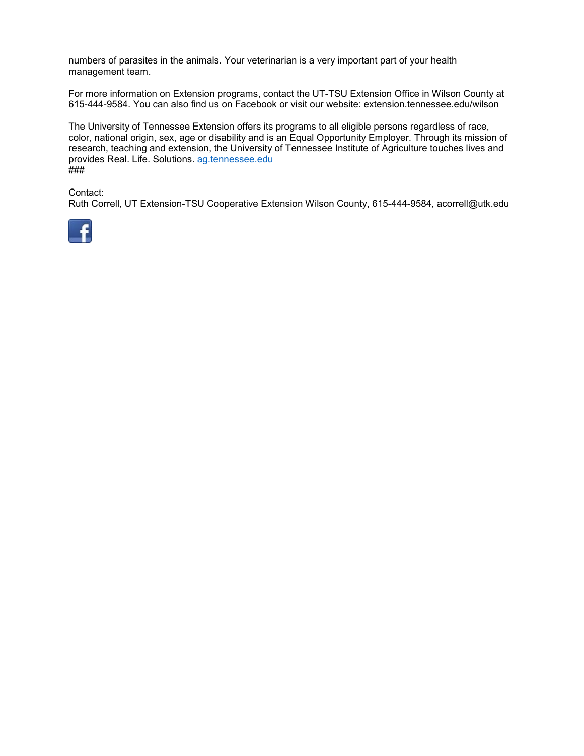numbers of parasites in the animals. Your veterinarian is a very important part of your health management team.

For more information on Extension programs, contact the UT-TSU Extension Office in Wilson County at 615-444-9584. You can also find us on Facebook or visit our website: extension.tennessee.edu/wilson

The University of Tennessee Extension offers its programs to all eligible persons regardless of race, color, national origin, sex, age or disability and is an Equal Opportunity Employer. Through its mission of research, teaching and extension, the University of Tennessee Institute of Agriculture touches lives and provides Real. Life. Solutions. ag.tennessee.edu
###

Contact:
Ruth Correll, UT Extension-TSU Cooperative Extension Wilson County, 615-444-9584, acorrell@utk.edu